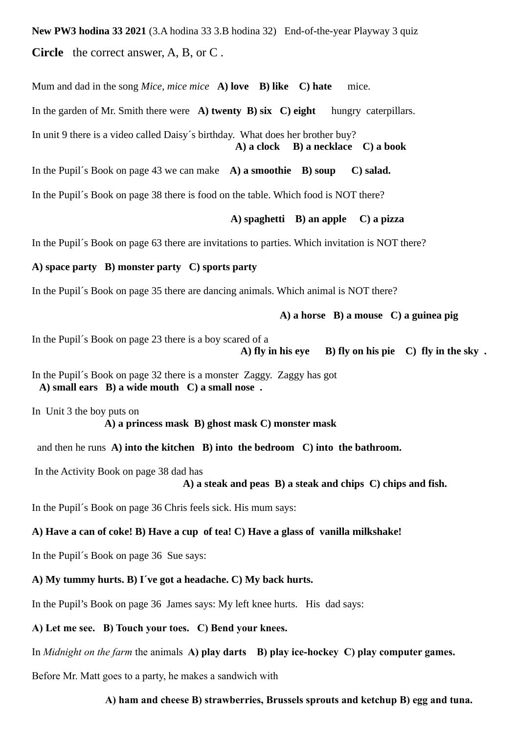**New PW3 hodina 33 2021** (3.A hodina 33 3.B hodina 32) End-of-the-year Playway 3 quiz

**Circle** the correct answer, A, B, or C .

Mum and dad in the song *Mice, mice mice* **A) love B) like C) hate** mice.

In the garden of Mr. Smith there were **A) twenty B) six C) eight** hungry caterpillars.

In unit 9 there is a video called Daisy´s birthday. What does her brother buy?
**A) a clock B) a necklace C) a book**

In the Pupil´s Book on page 43 we can make **A) a smoothie B) soup C) salad.**

In the Pupil´s Book on page 38 there is food on the table. Which food is NOT there?

**A) spaghetti B) an apple C) a pizza**

In the Pupil´s Book on page 63 there are invitations to parties. Which invitation is NOT there?

**A) space party B) monster party C) sports party**

In the Pupil´s Book on page 35 there are dancing animals. Which animal is NOT there?

**A) a horse B) a mouse C) a guinea pig**

In the Pupil´s Book on page 23 there is a boy scared of a
**A) fly in his eye B) fly on his pie C) fly in the sky .**

In the Pupil´s Book on page 32 there is a monster Zaggy. Zaggy has got
**A) small ears B) a wide mouth C) a small nose .**

In Unit 3 the boy puts on
**A) a princess mask B) ghost mask C) monster mask**

and then he runs **A) into the kitchen B) into the bedroom C) into the bathroom.**

In the Activity Book on page 38 dad has
**A) a steak and peas B) a steak and chips C) chips and fish.**

In the Pupil´s Book on page 36 Chris feels sick. His mum says:

**A) Have a can of coke! B) Have a cup of tea! C) Have a glass of vanilla milkshake!**

In the Pupil´s Book on page 36 Sue says:

**A) My tummy hurts. B) I´ve got a headache. C) My back hurts.**

In the Pupil's Book on page 36 James says: My left knee hurts. His dad says:

**A) Let me see. B) Touch your toes. C) Bend your knees.**

In *Midnight on the farm* the animals **A) play darts B) play ice-hockey C) play computer games.**

Before Mr. Matt goes to a party, he makes a sandwich with

**A) ham and cheese B) strawberries, Brussels sprouts and ketchup B) egg and tuna.**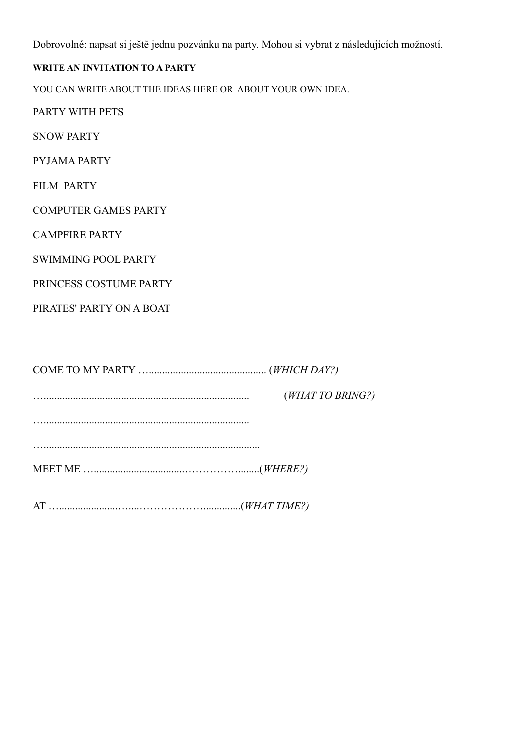Dobrovolné: napsat si ještě jednu pozvánku na party. Mohou si vybrat z následujících možností.

**WRITE AN INVITATION TO A PARTY**

YOU CAN WRITE ABOUT THE IDEAS HERE OR ABOUT YOUR OWN IDEA.

PARTY WITH PETS

SNOW PARTY

PYJAMA PARTY

FILM PARTY

COMPUTER GAMES PARTY

CAMPFIRE PARTY

SWIMMING POOL PARTY

PRINCESS COSTUME PARTY

PIRATES' PARTY ON A BOAT

COME TO MY PARTY …........................................... (*WHICH DAY?)*

…............................................................................ (*WHAT TO BRING?)*

…............................................................................

…................................................................................

MEET ME …...................................………………........(*WHERE?)*

AT …......................…...………………..............(*WHAT TIME?)*